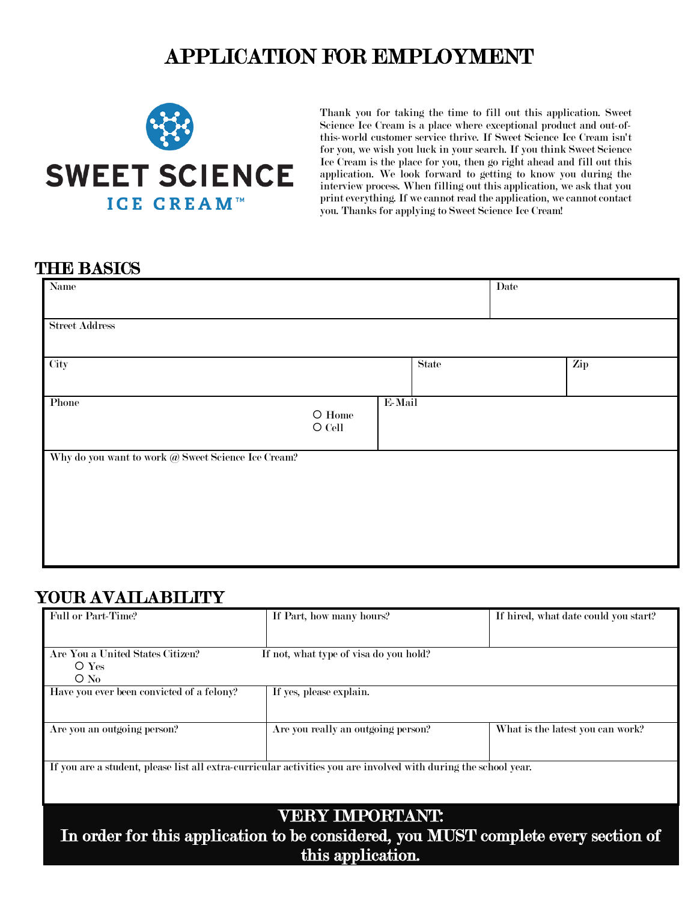# APPLICATION FOR EMPLOYMENT

SWEET SCIENCE
ICE CREAM™

Thank you for taking the time to fill out this application. Sweet Science Ice Cream is a place where exceptional product and out-of-this-world customer service thrive. If Sweet Science Ice Cream isn't for you, we wish you luck in your search. If you think Sweet Science Ice Cream is the place for you, then go right ahead and fill out this application. We look forward to getting to know you during the interview process. When filling out this application, we ask that you print everything. If we cannot read the application, we cannot contact you. Thanks for applying to Sweet Science Ice Cream!

## THE BASICS

| Name | | Date |
|---|---|---|
| Street Address | | |
| City | State | Zip |
| Phone ○ Home ○ Cell | E-Mail | |
| Why do you want to work @ Sweet Science Ice Cream? | | |

## YOUR AVAILABILITY

| Full or Part-Time? | If Part, how many hours? | If hired, what date could you start? |
|---|---|---|
| Are You a United States Citizen? ○ Yes ○ No | If not, what type of visa do you hold? | |
| Have you ever been convicted of a felony? | If yes, please explain. | |
| Are you an outgoing person? | Are you really an outgoing person? | What is the latest you can work? |
| If you are a student, please list all extra-curricular activities you are involved with during the school year. | | |

**VERY IMPORTANT:**
**In order for this application to be considered, you MUST complete every section of this application.**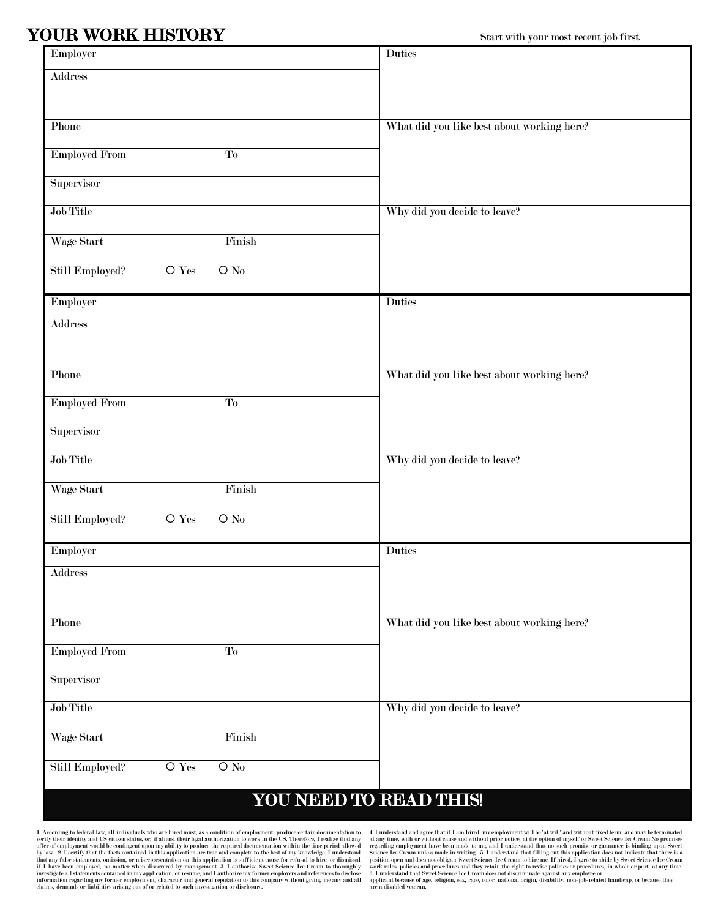# YOUR WORK HISTORY

Start with your most recent job first.

| | |
|---|---|
| Employer | Duties |
| Address | |
| Phone | What did you like best about working here? |
| Employed From  To | |
| Supervisor | |
| Job Title | Why did you decide to leave? |
| Wage Start  Finish | |
| Still Employed? ○ Yes ○ No | |

| | |
|---|---|
| Employer | Duties |
| Address | |
| Phone | What did you like best about working here? |
| Employed From  To | |
| Supervisor | |
| Job Title | Why did you decide to leave? |
| Wage Start  Finish | |
| Still Employed? ○ Yes ○ No | |

| | |
|---|---|
| Employer | Duties |
| Address | |
| Phone | What did you like best about working here? |
| Employed From  To | |
| Supervisor | |
| Job Title | Why did you decide to leave? |
| Wage Start  Finish | |
| Still Employed? ○ Yes ○ No | |

## YOU NEED TO READ THIS!

1. According to federal law, all individuals who are hired must, as a condition of employment, produce certain documentation to verify their identity and US citizen status or, if aliens, their legal authorization to work in the US. Therefore, I realize that any offer of employment would be contingent upon my ability to produce the required documentation within the time period allowed by law. 2. I certify that the facts contained in this application are true and complete to the best of my knowledge. I understand that any false statements, omission, or misrepresentation on this application is sufficient cause for refusal to hire, or dismissal if I have been employed, no matter when discovered by management. 3. I authorize Sweet Science Ice Cream to thoroughly investigate all statements contained in my application, or resume, and I authorize my former employers and references to disclose information regarding my former employment, character and general reputation to this company without giving me any and all claims, demands or liabilities arising out of or related to such investigation or disclosure.

4. I understand and agree that if I am hired, my employment will be 'at will' and without fixed term, and may be terminated at any time, with or without cause and without prior notice, at the option of myself or Sweet Science Ice Cream No promises regarding employment have been made to me, and I understand that no such promise or guarantee is binding upon Sweet Science Ice Cream unless made in writing. 5. I understand that filling out this application does not indicate that there is a position open and does not obligate Sweet Science Ice Cream to hire me. If hired, I agree to abide by Sweet Science Ice Cream work rules, policies and procedures and they retain the right to revise policies or procedures, in whole or part, at any time. 6. I understand that Sweet Science Ice Cream does not discriminate against any employee or applicant because of age, religion, sex, race, color, national origin, disability, non-job-related handicap, or because they are a disabled veteran.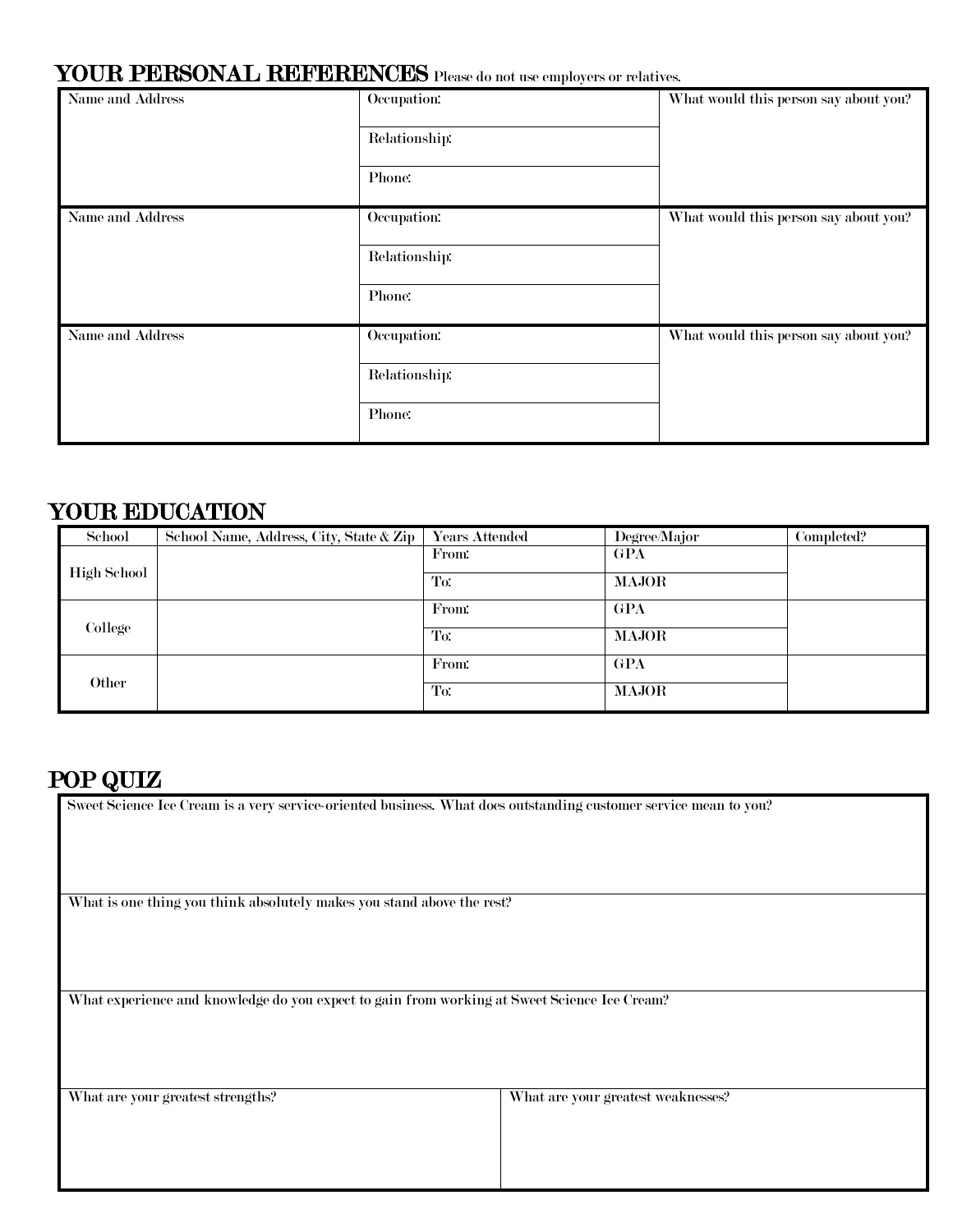## YOUR PERSONAL REFERENCES

Please do not use employers or relatives.

| Name and Address | | What would this person say about you? |
|---|---|---|
| | Occupation: | |
| | Relationship: | |
| | Phone: | |

| Name and Address | | What would this person say about you? |
|---|---|---|
| | Occupation: | |
| | Relationship: | |
| | Phone: | |

| Name and Address | | What would this person say about you? |
|---|---|---|
| | Occupation: | |
| | Relationship: | |
| | Phone: | |

## YOUR EDUCATION

| School | School Name, Address, City, State & Zip | Years Attended | Degree/Major | Completed? |
|---|---|---|---|---|
| High School | | From: | GPA | |
| | | To: | MAJOR | |
| College | | From: | GPA | |
| | | To: | MAJOR | |
| Other | | From: | GPA | |
| | | To: | MAJOR | |

## POP QUIZ

Sweet Science Ice Cream is a very service-oriented business. What does outstanding customer service mean to you?

What is one thing you think absolutely makes you stand above the rest?

What experience and knowledge do you expect to gain from working at Sweet Science Ice Cream?

| What are your greatest strengths? | What are your greatest weaknesses? |
|---|---|
| | |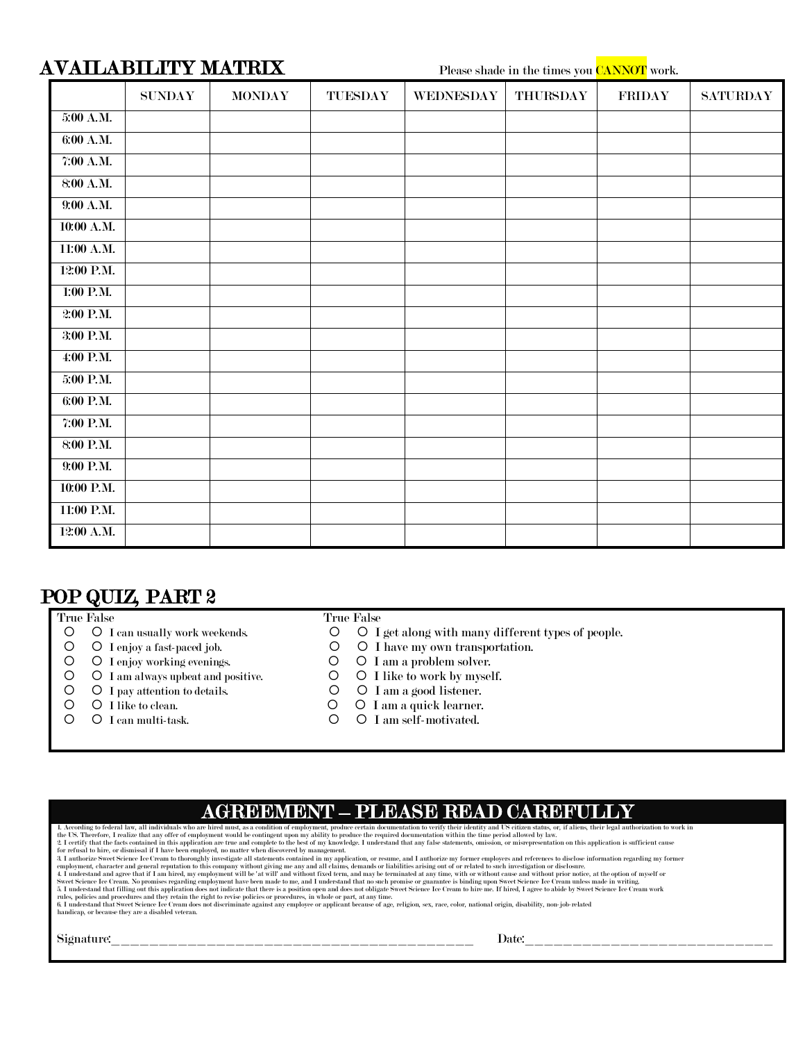## AVAILABILITY MATRIX

Please shade in the times you CANNOT work.

| | SUNDAY | MONDAY | TUESDAY | WEDNESDAY | THURSDAY | FRIDAY | SATURDAY |
|---|---|---|---|---|---|---|---|
| 5:00 A.M. | | | | | | | |
| 6:00 A.M. | | | | | | | |
| 7:00 A.M. | | | | | | | |
| 8:00 A.M. | | | | | | | |
| 9:00 A.M. | | | | | | | |
| 10:00 A.M. | | | | | | | |
| 11:00 A.M. | | | | | | | |
| 12:00 P.M. | | | | | | | |
| 1:00 P.M. | | | | | | | |
| 2:00 P.M. | | | | | | | |
| 3:00 P.M. | | | | | | | |
| 4:00 P.M. | | | | | | | |
| 5:00 P.M. | | | | | | | |
| 6:00 P.M. | | | | | | | |
| 7:00 P.M. | | | | | | | |
| 8:00 P.M. | | | | | | | |
| 9:00 P.M. | | | | | | | |
| 10:00 P.M. | | | | | | | |
| 11:00 P.M. | | | | | | | |
| 12:00 A.M. | | | | | | | |

## POP QUIZ, PART 2

| True | False | | True | False | |
|---|---|---|---|---|---|
| ○ | ○ | I can usually work weekends. | ○ | ○ | I get along with many different types of people. |
| ○ | ○ | I enjoy a fast-paced job. | ○ | ○ | I have my own transportation. |
| ○ | ○ | I enjoy working evenings. | ○ | ○ | I am a problem solver. |
| ○ | ○ | I am always upbeat and positive. | ○ | ○ | I like to work by myself. |
| ○ | ○ | I pay attention to details. | ○ | ○ | I am a good listener. |
| ○ | ○ | I like to clean. | ○ | ○ | I am a quick learner. |
| ○ | ○ | I can multi-task. | ○ | ○ | I am self-motivated. |

## AGREEMENT – PLEASE READ CAREFULLY

1. According to federal law, all individuals who are hired must, as a condition of employment, produce certain documentation to verify their identity and US citizen status, or, if aliens, their legal authorization to work in the US. Therefore, I realize that any offer of employment would be contingent upon my ability to produce the required documentation within the time period allowed by law.
2. I certify that the facts contained in this application are true and complete to the best of my knowledge. I understand that any false statements, omission, or misrepresentation on this application is sufficient cause for refusal to hire, or dismissal if I have been employed, no matter when discovered by management.
3. I authorize Sweet Science Ice Cream to thoroughly investigate all statements contained in my application, or resume, and I authorize my former employers and references to disclose information regarding my former employment, character and general reputation to this company without giving me any and all claims, demands or liabilities arising out of or related to such investigation or disclosure.
4. I understand and agree that if I am hired, my employment will be 'at will' and without fixed term, and may be terminated at any time, with or without cause and without prior notice, at the option of myself or Sweet Science Ice Cream. No promises regarding employment have been made to me, and I understand that no such promise or guarantee is binding upon Sweet Science Ice Cream unless made in writing.
5. I understand that filling out this application does not indicate that there is a position open and does not obligate Sweet Science Ice Cream to hire me. If hired, I agree to abide by Sweet Science Ice Cream work rules, policies and procedures and they retain the right to revise policies or procedures, in whole or part, at any time.
6. I understand that Sweet Science Ice Cream does not discriminate against any employee or applicant because of age, religion, sex, race, color, national origin, disability, non-job-related handicap, or because they are a disabled veteran.

Signature:____________________________________________ Date:______________________________